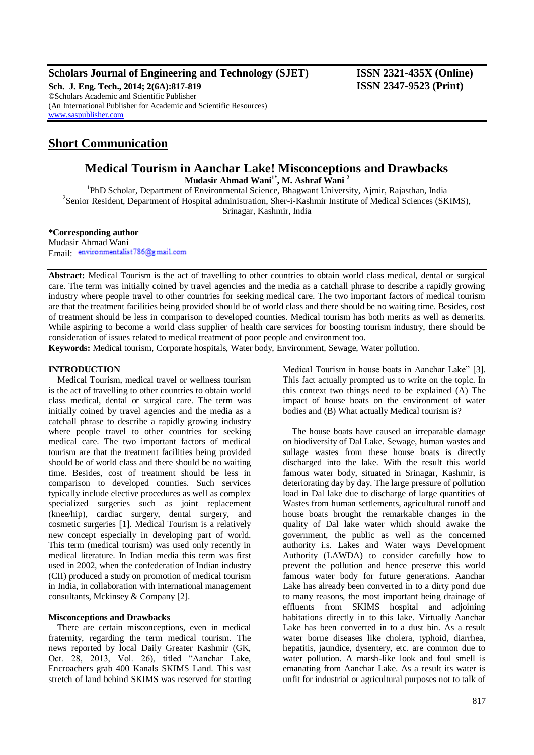**Scholars Journal of Engineering and Technology (SJET)** **ISSN 2321-435X (Online)**
**Sch. J. Eng. Tech., 2014; 2(6A):817-819** **ISSN 2347-9523 (Print)**
©Scholars Academic and Scientific Publisher
(An International Publisher for Academic and Scientific Resources)
www.saspublisher.com

## Short Communication

# Medical Tourism in Aanchar Lake! Misconceptions and Drawbacks

**Mudasir Ahmad Wani[1*], M. Ashraf Wani [2]**

[1]PhD Scholar, Department of Environmental Science, Bhagwant University, Ajmir, Rajasthan, India
[2]Senior Resident, Department of Hospital administration, Sher-i-Kashmir Institute of Medical Sciences (SKIMS), Srinagar, Kashmir, India

**\*Corresponding author**
Mudasir Ahmad Wani
Email: environmentalist786@gmail.com

**Abstract:** Medical Tourism is the act of travelling to other countries to obtain world class medical, dental or surgical care. The term was initially coined by travel agencies and the media as a catchall phrase to describe a rapidly growing industry where people travel to other countries for seeking medical care. The two important factors of medical tourism are that the treatment facilities being provided should be of world class and there should be no waiting time. Besides, cost of treatment should be less in comparison to developed counties. Medical tourism has both merits as well as demerits. While aspiring to become a world class supplier of health care services for boosting tourism industry, there should be consideration of issues related to medical treatment of poor people and environment too.

**Keywords:** Medical tourism, Corporate hospitals, Water body, Environment, Sewage, Water pollution.

### INTRODUCTION

Medical Tourism, medical travel or wellness tourism is the act of travelling to other countries to obtain world class medical, dental or surgical care. The term was initially coined by travel agencies and the media as a catchall phrase to describe a rapidly growing industry where people travel to other countries for seeking medical care. The two important factors of medical tourism are that the treatment facilities being provided should be of world class and there should be no waiting time. Besides, cost of treatment should be less in comparison to developed counties. Such services typically include elective procedures as well as complex specialized surgeries such as joint replacement (knee/hip), cardiac surgery, dental surgery, and cosmetic surgeries [1]. Medical Tourism is a relatively new concept especially in developing part of world. This term (medical tourism) was used only recently in medical literature. In Indian media this term was first used in 2002, when the confederation of Indian industry (CII) produced a study on promotion of medical tourism in India, in collaboration with international management consultants, Mckinsey & Company [2].

### Misconceptions and Drawbacks

There are certain misconceptions, even in medical fraternity, regarding the term medical tourism. The news reported by local Daily Greater Kashmir (GK, Oct. 28, 2013, Vol. 26), titled "Aanchar Lake, Encroachers grab 400 Kanals SKIMS Land. This vast stretch of land behind SKIMS was reserved for starting Medical Tourism in house boats in Aanchar Lake" [3]. This fact actually prompted us to write on the topic. In this context two things need to be explained (A) The impact of house boats on the environment of water bodies and (B) What actually Medical tourism is?

The house boats have caused an irreparable damage on biodiversity of Dal Lake. Sewage, human wastes and sullage wastes from these house boats is directly discharged into the lake. With the result this world famous water body, situated in Srinagar, Kashmir, is deteriorating day by day. The large pressure of pollution load in Dal lake due to discharge of large quantities of Wastes from human settlements, agricultural runoff and house boats brought the remarkable changes in the quality of Dal lake water which should awake the government, the public as well as the concerned authority i.s. Lakes and Water ways Development Authority (LAWDA) to consider carefully how to prevent the pollution and hence preserve this world famous water body for future generations. Aanchar Lake has already been converted in to a dirty pond due to many reasons, the most important being drainage of effluents from SKIMS hospital and adjoining habitations directly in to this lake. Virtually Aanchar Lake has been converted in to a dust bin. As a result water borne diseases like cholera, typhoid, diarrhea, hepatitis, jaundice, dysentery, etc. are common due to water pollution. A marsh-like look and foul smell is emanating from Aanchar Lake. As a result its water is unfit for industrial or agricultural purposes not to talk of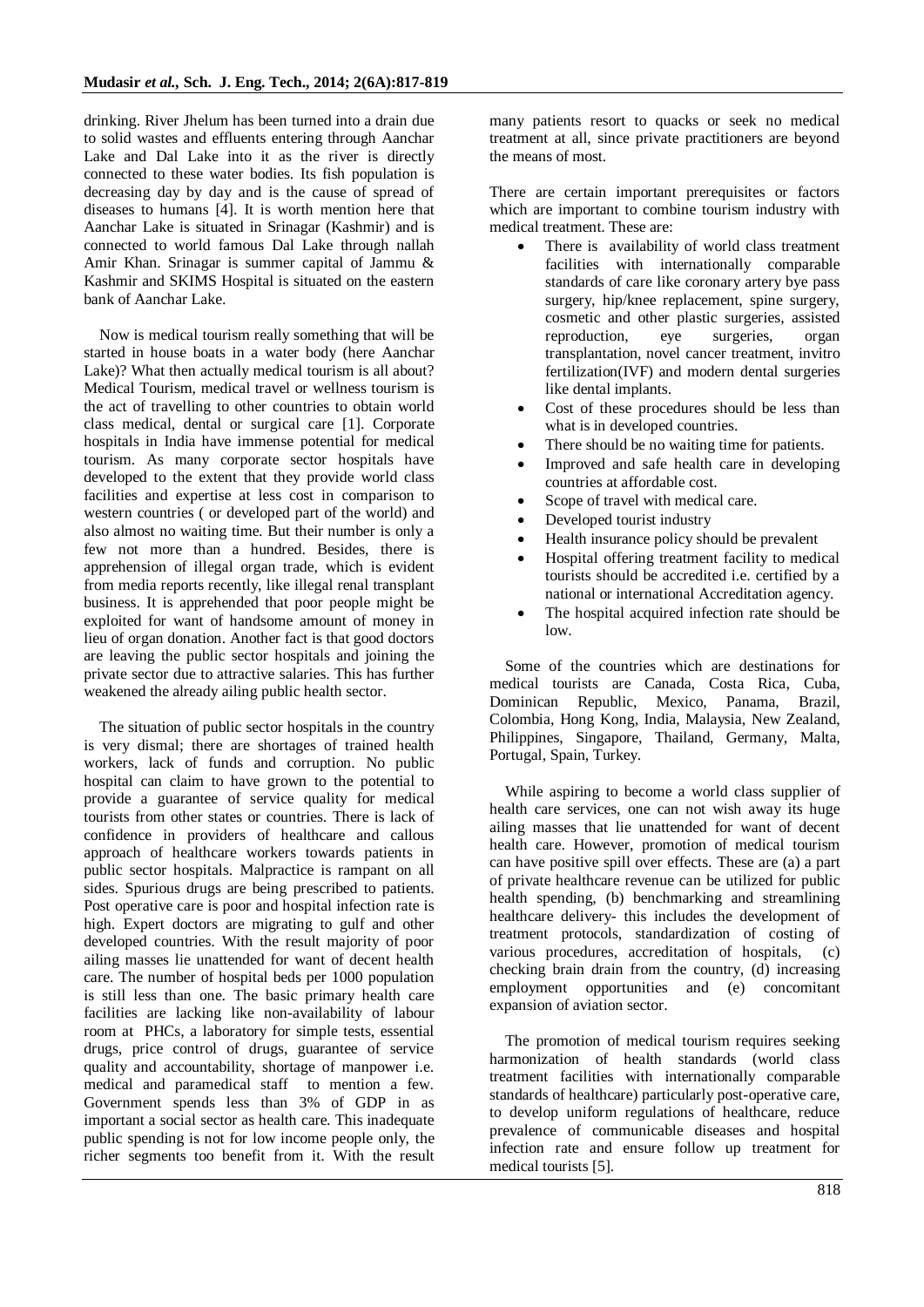drinking. River Jhelum has been turned into a drain due to solid wastes and effluents entering through Aanchar Lake and Dal Lake into it as the river is directly connected to these water bodies. Its fish population is decreasing day by day and is the cause of spread of diseases to humans [4]. It is worth mention here that Aanchar Lake is situated in Srinagar (Kashmir) and is connected to world famous Dal Lake through nallah Amir Khan. Srinagar is summer capital of Jammu & Kashmir and SKIMS Hospital is situated on the eastern bank of Aanchar Lake.

Now is medical tourism really something that will be started in house boats in a water body (here Aanchar Lake)? What then actually medical tourism is all about? Medical Tourism, medical travel or wellness tourism is the act of travelling to other countries to obtain world class medical, dental or surgical care [1]. Corporate hospitals in India have immense potential for medical tourism. As many corporate sector hospitals have developed to the extent that they provide world class facilities and expertise at less cost in comparison to western countries ( or developed part of the world) and also almost no waiting time. But their number is only a few not more than a hundred. Besides, there is apprehension of illegal organ trade, which is evident from media reports recently, like illegal renal transplant business. It is apprehended that poor people might be exploited for want of handsome amount of money in lieu of organ donation. Another fact is that good doctors are leaving the public sector hospitals and joining the private sector due to attractive salaries. This has further weakened the already ailing public health sector.

The situation of public sector hospitals in the country is very dismal; there are shortages of trained health workers, lack of funds and corruption. No public hospital can claim to have grown to the potential to provide a guarantee of service quality for medical tourists from other states or countries. There is lack of confidence in providers of healthcare and callous approach of healthcare workers towards patients in public sector hospitals. Malpractice is rampant on all sides. Spurious drugs are being prescribed to patients. Post operative care is poor and hospital infection rate is high. Expert doctors are migrating to gulf and other developed countries. With the result majority of poor ailing masses lie unattended for want of decent health care. The number of hospital beds per 1000 population is still less than one. The basic primary health care facilities are lacking like non-availability of labour room at PHCs, a laboratory for simple tests, essential drugs, price control of drugs, guarantee of service quality and accountability, shortage of manpower i.e. medical and paramedical staff to mention a few. Government spends less than 3% of GDP in as important a social sector as health care. This inadequate public spending is not for low income people only, the richer segments too benefit from it. With the result many patients resort to quacks or seek no medical treatment at all, since private practitioners are beyond the means of most.

There are certain important prerequisites or factors which are important to combine tourism industry with medical treatment. These are:

- There is availability of world class treatment facilities with internationally comparable standards of care like coronary artery bye pass surgery, hip/knee replacement, spine surgery, cosmetic and other plastic surgeries, assisted reproduction, eye surgeries, organ transplantation, novel cancer treatment, invitro fertilization(IVF) and modern dental surgeries like dental implants.
- Cost of these procedures should be less than what is in developed countries.
- There should be no waiting time for patients.
- Improved and safe health care in developing countries at affordable cost.
- Scope of travel with medical care.
- Developed tourist industry
- Health insurance policy should be prevalent
- Hospital offering treatment facility to medical tourists should be accredited i.e. certified by a national or international Accreditation agency.
- The hospital acquired infection rate should be low.

Some of the countries which are destinations for medical tourists are Canada, Costa Rica, Cuba, Dominican Republic, Mexico, Panama, Brazil, Colombia, Hong Kong, India, Malaysia, New Zealand, Philippines, Singapore, Thailand, Germany, Malta, Portugal, Spain, Turkey.

While aspiring to become a world class supplier of health care services, one can not wish away its huge ailing masses that lie unattended for want of decent health care. However, promotion of medical tourism can have positive spill over effects. These are (a) a part of private healthcare revenue can be utilized for public health spending, (b) benchmarking and streamlining healthcare delivery- this includes the development of treatment protocols, standardization of costing of various procedures, accreditation of hospitals, (c) checking brain drain from the country, (d) increasing employment opportunities and (e) concomitant expansion of aviation sector.

The promotion of medical tourism requires seeking harmonization of health standards (world class treatment facilities with internationally comparable standards of healthcare) particularly post-operative care, to develop uniform regulations of healthcare, reduce prevalence of communicable diseases and hospital infection rate and ensure follow up treatment for medical tourists [5].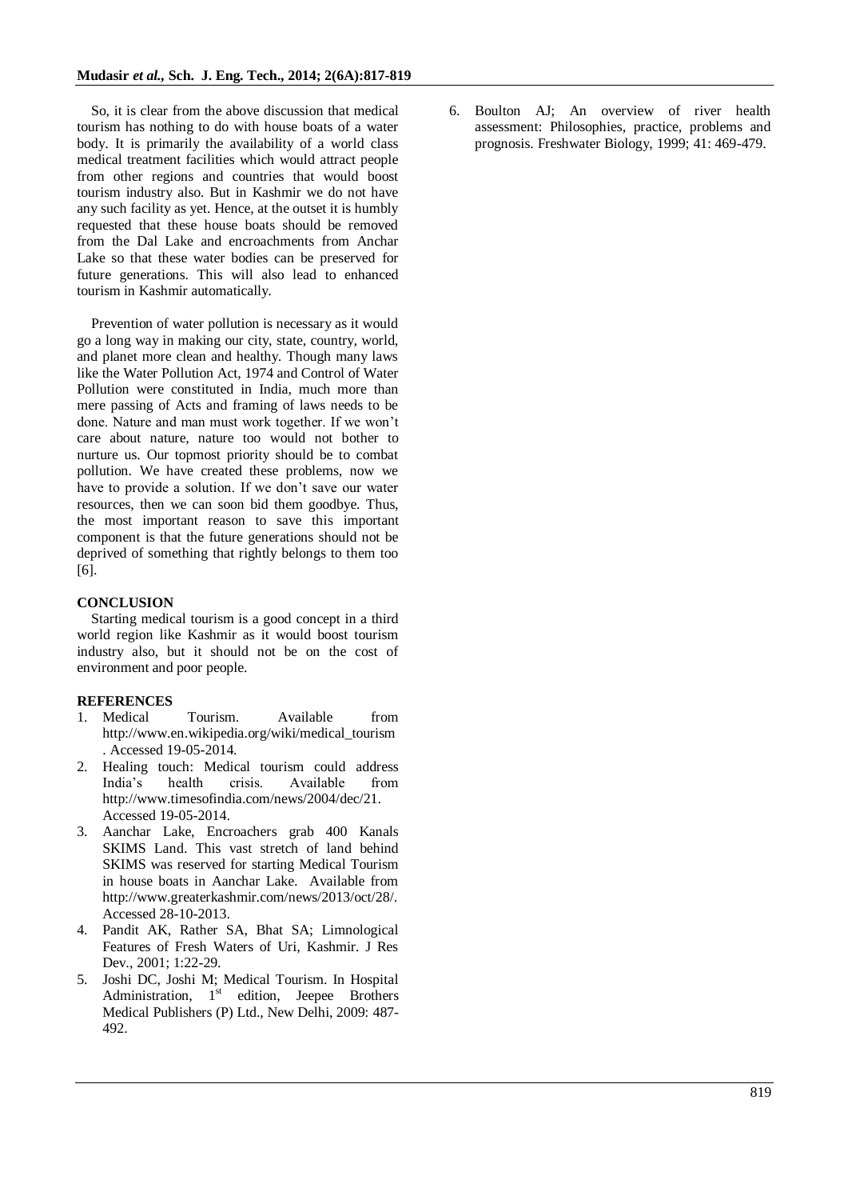So, it is clear from the above discussion that medical tourism has nothing to do with house boats of a water body. It is primarily the availability of a world class medical treatment facilities which would attract people from other regions and countries that would boost tourism industry also. But in Kashmir we do not have any such facility as yet. Hence, at the outset it is humbly requested that these house boats should be removed from the Dal Lake and encroachments from Anchar Lake so that these water bodies can be preserved for future generations. This will also lead to enhanced tourism in Kashmir automatically.

Prevention of water pollution is necessary as it would go a long way in making our city, state, country, world, and planet more clean and healthy. Though many laws like the Water Pollution Act, 1974 and Control of Water Pollution were constituted in India, much more than mere passing of Acts and framing of laws needs to be done. Nature and man must work together. If we won't care about nature, nature too would not bother to nurture us. Our topmost priority should be to combat pollution. We have created these problems, now we have to provide a solution. If we don't save our water resources, then we can soon bid them goodbye. Thus, the most important reason to save this important component is that the future generations should not be deprived of something that rightly belongs to them too [6].

## CONCLUSION

Starting medical tourism is a good concept in a third world region like Kashmir as it would boost tourism industry also, but it should not be on the cost of environment and poor people.

## REFERENCES

1. Medical Tourism. Available from http://www.en.wikipedia.org/wiki/medical_tourism. Accessed 19-05-2014.
2. Healing touch: Medical tourism could address India's health crisis. Available from http://www.timesofindia.com/news/2004/dec/21. Accessed 19-05-2014.
3. Aanchar Lake, Encroachers grab 400 Kanals SKIMS Land. This vast stretch of land behind SKIMS was reserved for starting Medical Tourism in house boats in Aanchar Lake. Available from http://www.greaterkashmir.com/news/2013/oct/28/. Accessed 28-10-2013.
4. Pandit AK, Rather SA, Bhat SA; Limnological Features of Fresh Waters of Uri, Kashmir. J Res Dev., 2001; 1:22-29.
5. Joshi DC, Joshi M; Medical Tourism. In Hospital Administration, 1st edition, Jeepee Brothers Medical Publishers (P) Ltd., New Delhi, 2009: 487-492.
6. Boulton AJ; An overview of river health assessment: Philosophies, practice, problems and prognosis. Freshwater Biology, 1999; 41: 469-479.